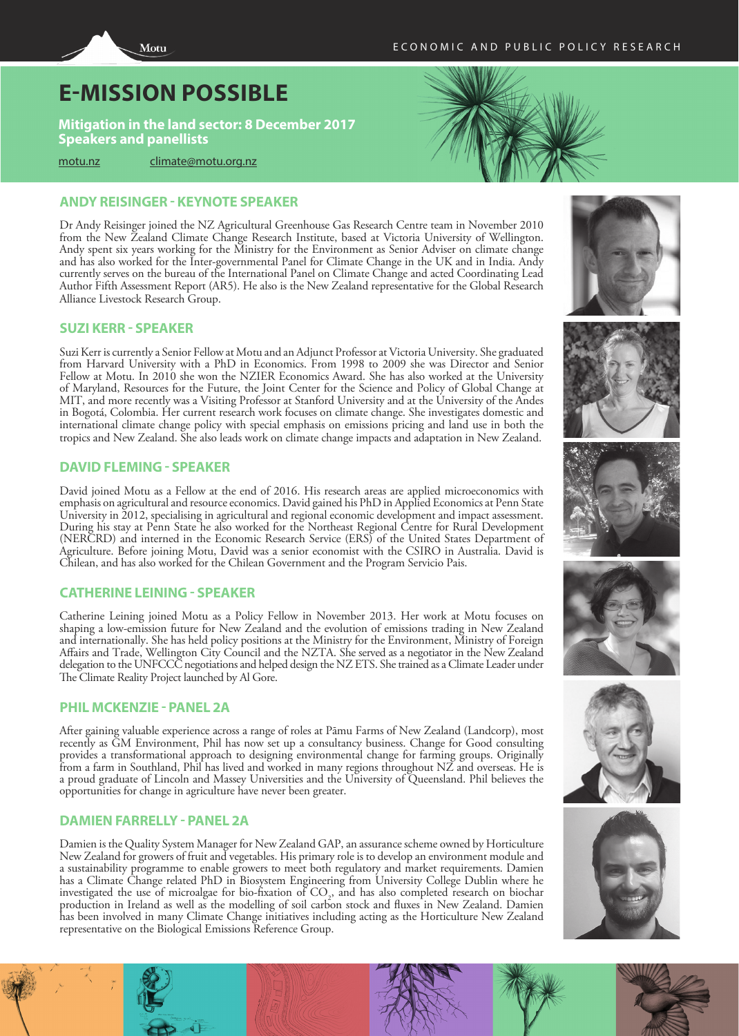Motu

ECONOMIC AND PUBLIC POLICY RESEARCH

# E-MISSION POSSIBLE

**Mitigation in the land sector: 8 December 2017**
**Speakers and panellists**

motu.nz climate@motu.org.nz

## ANDY REISINGER - KEYNOTE SPEAKER

Dr Andy Reisinger joined the NZ Agricultural Greenhouse Gas Research Centre team in November 2010 from the New Zealand Climate Change Research Institute, based at Victoria University of Wellington. Andy spent six years working for the Ministry for the Environment as Senior Adviser on climate change and has also worked for the Inter-governmental Panel for Climate Change in the UK and in India. Andy currently serves on the bureau of the International Panel on Climate Change and acted Coordinating Lead Author Fifth Assessment Report (AR5). He also is the New Zealand representative for the Global Research Alliance Livestock Research Group.

## SUZI KERR - SPEAKER

Suzi Kerr is currently a Senior Fellow at Motu and an Adjunct Professor at Victoria University. She graduated from Harvard University with a PhD in Economics. From 1998 to 2009 she was Director and Senior Fellow at Motu. In 2010 she won the NZIER Economics Award. She has also worked at the University of Maryland, Resources for the Future, the Joint Center for the Science and Policy of Global Change at MIT, and more recently was a Visiting Professor at Stanford University and at the University of the Andes in Bogotá, Colombia. Her current research work focuses on climate change. She investigates domestic and international climate change policy with special emphasis on emissions pricing and land use in both the tropics and New Zealand. She also leads work on climate change impacts and adaptation in New Zealand.

## DAVID FLEMING - SPEAKER

David joined Motu as a Fellow at the end of 2016. His research areas are applied microeconomics with emphasis on agricultural and resource economics. David gained his PhD in Applied Economics at Penn State University in 2012, specialising in agricultural and regional economic development and impact assessment. During his stay at Penn State he also worked for the Northeast Regional Centre for Rural Development (NERCRD) and interned in the Economic Research Service (ERS) of the United States Department of Agriculture. Before joining Motu, David was a senior economist with the CSIRO in Australia. David is Chilean, and has also worked for the Chilean Government and the Program Servicio Pais.

## CATHERINE LEINING - SPEAKER

Catherine Leining joined Motu as a Policy Fellow in November 2013. Her work at Motu focuses on shaping a low-emission future for New Zealand and the evolution of emissions trading in New Zealand and internationally. She has held policy positions at the Ministry for the Environment, Ministry of Foreign Affairs and Trade, Wellington City Council and the NZTA. She served as a negotiator in the New Zealand delegation to the UNFCCC negotiations and helped design the NZ ETS. She trained as a Climate Leader under The Climate Reality Project launched by Al Gore.

## PHIL MCKENZIE - PANEL 2A

After gaining valuable experience across a range of roles at Pāmu Farms of New Zealand (Landcorp), most recently as GM Environment, Phil has now set up a consultancy business. Change for Good consulting provides a transformational approach to designing environmental change for farming groups. Originally from a farm in Southland, Phil has lived and worked in many regions throughout NZ and overseas. He is a proud graduate of Lincoln and Massey Universities and the University of Queensland. Phil believes the opportunities for change in agriculture have never been greater.

## DAMIEN FARRELLY - PANEL 2A

Damien is the Quality System Manager for New Zealand GAP, an assurance scheme owned by Horticulture New Zealand for growers of fruit and vegetables. His primary role is to develop an environment module and a sustainability programme to enable growers to meet both regulatory and market requirements. Damien has a Climate Change related PhD in Biosystem Engineering from University College Dublin where he investigated the use of microalgae for bio-fixation of $CO_2$, and has also completed research on biochar production in Ireland as well as the modelling of soil carbon stock and fluxes in New Zealand. Damien has been involved in many Climate Change initiatives including acting as the Horticulture New Zealand representative on the Biological Emissions Reference Group.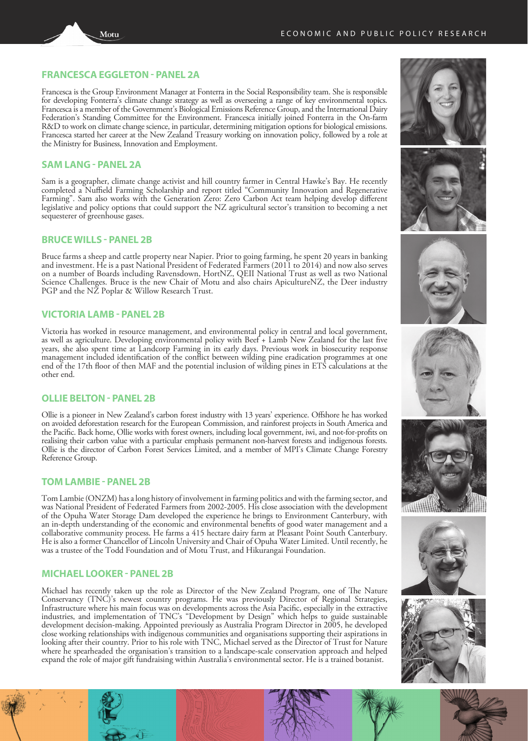## FRANCESCA EGGLETON - PANEL 2A

Francesca is the Group Environment Manager at Fonterra in the Social Responsibility team. She is responsible for developing Fonterra's climate change strategy as well as overseeing a range of key environmental topics. Francesca is a member of the Government's Biological Emissions Reference Group, and the International Dairy Federation's Standing Committee for the Environment. Francesca initially joined Fonterra in the On-farm R&D to work on climate change science, in particular, determining mitigation options for biological emissions. Francesca started her career at the New Zealand Treasury working on innovation policy, followed by a role at the Ministry for Business, Innovation and Employment.

## SAM LANG - PANEL 2A

Sam is a geographer, climate change activist and hill country farmer in Central Hawke's Bay. He recently completed a Nuffield Farming Scholarship and report titled "Community Innovation and Regenerative Farming". Sam also works with the Generation Zero: Zero Carbon Act team helping develop different legislative and policy options that could support the NZ agricultural sector's transition to becoming a net sequesterer of greenhouse gases.

## BRUCE WILLS - PANEL 2B

Bruce farms a sheep and cattle property near Napier. Prior to going farming, he spent 20 years in banking and investment. He is a past National President of Federated Farmers (2011 to 2014) and now also serves on a number of Boards including Ravensdown, HortNZ, QEII National Trust as well as two National Science Challenges. Bruce is the new Chair of Motu and also chairs ApicultureNZ, the Deer industry PGP and the NZ Poplar & Willow Research Trust.

## VICTORIA LAMB - PANEL 2B

Victoria has worked in resource management, and environmental policy in central and local government, as well as agriculture. Developing environmental policy with Beef + Lamb New Zealand for the last five years, she also spent time at Landcorp Farming in its early days. Previous work in biosecurity response management included identification of the conflict between wilding pine eradication programmes at one end of the 17th floor of then MAF and the potential inclusion of wilding pines in ETS calculations at the other end.

## OLLIE BELTON - PANEL 2B

Ollie is a pioneer in New Zealand's carbon forest industry with 13 years' experience. Offshore he has worked on avoided deforestation research for the European Commission, and rainforest projects in South America and the Pacific. Back home, Ollie works with forest owners, including local government, iwi, and not-for-profits on realising their carbon value with a particular emphasis permanent non-harvest forests and indigenous forests. Ollie is the director of Carbon Forest Services Limited, and a member of MPI's Climate Change Forestry Reference Group.

## TOM LAMBIE - PANEL 2B

Tom Lambie (ONZM) has a long history of involvement in farming politics and with the farming sector, and was National President of Federated Farmers from 2002-2005. His close association with the development of the Opuha Water Storage Dam developed the experience he brings to Environment Canterbury, with an in-depth understanding of the economic and environmental benefits of good water management and a collaborative community process. He farms a 415 hectare dairy farm at Pleasant Point South Canterbury. He is also a former Chancellor of Lincoln University and Chair of Opuha Water Limited. Until recently, he was a trustee of the Todd Foundation and of Motu Trust, and Hikurangai Foundation.

## MICHAEL LOOKER - PANEL 2B

Michael has recently taken up the role as Director of the New Zealand Program, one of The Nature Conservancy (TNC)'s newest country programs. He was previously Director of Regional Strategies, Infrastructure where his main focus was on developments across the Asia Pacific, especially in the extractive industries, and implementation of TNC's "Development by Design" which helps to guide sustainable development decision-making. Appointed previously as Australia Program Director in 2005, he developed close working relationships with indigenous communities and organisations supporting their aspirations in looking after their country. Prior to his role with TNC, Michael served as the Director of Trust for Nature where he spearheaded the organisation's transition to a landscape-scale conservation approach and helped expand the role of major gift fundraising within Australia's environmental sector. He is a trained botanist.